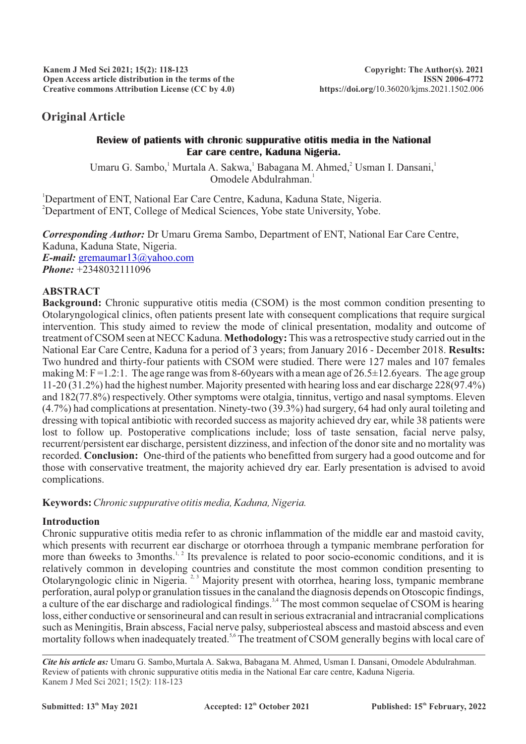**Original Article**

## Review of patients with chronic suppurative otitis media in the National Ear care centre, Kaduna Nigeria.

Umaru G. Sambo,[1] Murtala A. Sakwa,[1] Babagana M. Ahmed,[2] Usman I. Dansani,[1] Omodele Abdulrahman.[1]

[1]Department of ENT, National Ear Care Centre, Kaduna, Kaduna State, Nigeria.
[2]Department of ENT, College of Medical Sciences, Yobe state University, Yobe.

***Corresponding Author:*** Dr Umaru Grema Sambo, Department of ENT, National Ear Care Centre, Kaduna, Kaduna State, Nigeria.
***E-mail:*** gremaumar13@yahoo.com
***Phone:*** +2348032111096

### ABSTRACT

**Background:** Chronic suppurative otitis media (CSOM) is the most common condition presenting to Otolaryngological clinics, often patients present late with consequent complications that require surgical intervention. This study aimed to review the mode of clinical presentation, modality and outcome of treatment of CSOM seen at NECC Kaduna. **Methodology:** This was a retrospective study carried out in the National Ear Care Centre, Kaduna for a period of 3 years; from January 2016 - December 2018. **Results:** Two hundred and thirty-four patients with CSOM were studied. There were 127 males and 107 females making M: F =1.2:1. The age range was from 8-60years with a mean age of 26.5±12.6years. The age group 11-20 (31.2%) had the highest number. Majority presented with hearing loss and ear discharge 228(97.4%) and 182(77.8%) respectively. Other symptoms were otalgia, tinnitus, vertigo and nasal symptoms. Eleven (4.7%) had complications at presentation. Ninety-two (39.3%) had surgery, 64 had only aural toileting and dressing with topical antibiotic with recorded success as majority achieved dry ear, while 38 patients were lost to follow up. Postoperative complications include; loss of taste sensation, facial nerve palsy, recurrent/persistent ear discharge, persistent dizziness, and infection of the donor site and no mortality was recorded. **Conclusion:** One-third of the patients who benefitted from surgery had a good outcome and for those with conservative treatment, the majority achieved dry ear. Early presentation is advised to avoid complications.

**Keywords:** *Chronic suppurative otitis media, Kaduna, Nigeria.*

### Introduction

Chronic suppurative otitis media refer to as chronic inflammation of the middle ear and mastoid cavity, which presents with recurrent ear discharge or otorrhoea through a tympanic membrane perforation for more than 6weeks to 3months.[1,2] Its prevalence is related to poor socio-economic conditions, and it is relatively common in developing countries and constitute the most common condition presenting to Otolaryngologic clinic in Nigeria.[2,3] Majority present with otorrhea, hearing loss, tympanic membrane perforation, aural polyp or granulation tissues in the canaland the diagnosis depends on Otoscopic findings, a culture of the ear discharge and radiological findings.[3,4] The most common sequelae of CSOM is hearing loss, either conductive or sensorineural and can result in serious extracranial and intracranial complications such as Meningitis, Brain abscess, Facial nerve palsy, subperiosteal abscess and mastoid abscess and even mortality follows when inadequately treated.[5,6] The treatment of CSOM generally begins with local care of

*Cite his article as:* Umaru G. Sambo, Murtala A. Sakwa, Babagana M. Ahmed, Usman I. Dansani, Omodele Abdulrahman. Review of patients with chronic suppurative otitis media in the National Ear care centre, Kaduna Nigeria. Kanem J Med Sci 2021; 15(2): 118-123

**Submitted: 13th May 2021** **Accepted: 12th October 2021** **Published: 15th February, 2022**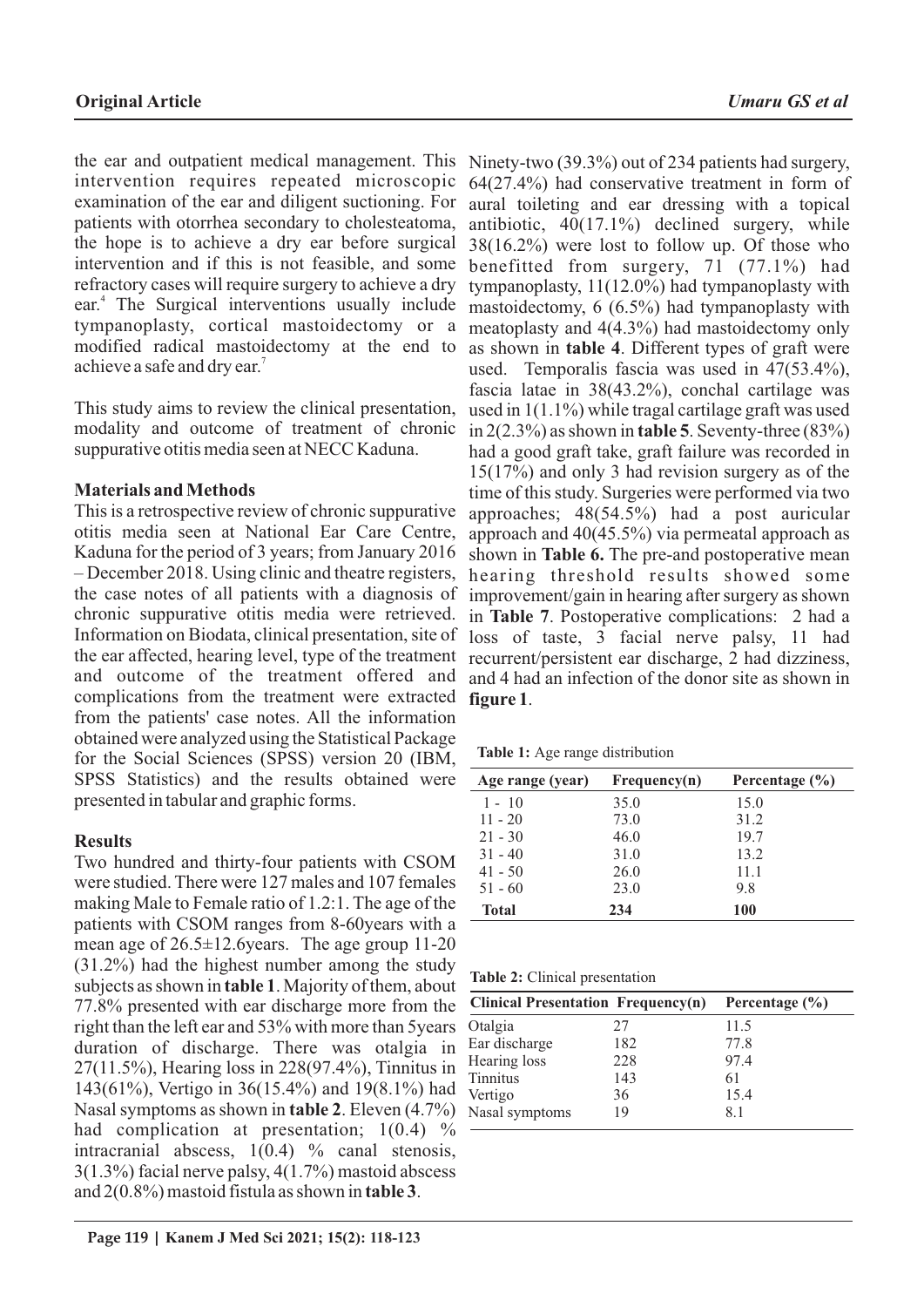the ear and outpatient medical management. This intervention requires repeated microscopic examination of the ear and diligent suctioning. For patients with otorrhea secondary to cholesteatoma, the hope is to achieve a dry ear before surgical intervention and if this is not feasible, and some refractory cases will require surgery to achieve a dry ear.[4] The Surgical interventions usually include tympanoplasty, cortical mastoidectomy or a modified radical mastoidectomy at the end to achieve a safe and dry ear.[7]

This study aims to review the clinical presentation, modality and outcome of treatment of chronic suppurative otitis media seen at NECC Kaduna.

## Materials and Methods

This is a retrospective review of chronic suppurative otitis media seen at National Ear Care Centre, Kaduna for the period of 3 years; from January 2016 – December 2018. Using clinic and theatre registers, the case notes of all patients with a diagnosis of chronic suppurative otitis media were retrieved. Information on Biodata, clinical presentation, site of the ear affected, hearing level, type of the treatment and outcome of the treatment offered and complications from the treatment were extracted from the patients' case notes. All the information obtained were analyzed using the Statistical Package for the Social Sciences (SPSS) version 20 (IBM, SPSS Statistics) and the results obtained were presented in tabular and graphic forms.

## Results

Two hundred and thirty-four patients with CSOM were studied. There were 127 males and 107 females making Male to Female ratio of 1.2:1. The age of the patients with CSOM ranges from 8-60years with a mean age of 26.5±12.6years. The age group 11-20 (31.2%) had the highest number among the study subjects as shown in **table 1**. Majority of them, about 77.8% presented with ear discharge more from the right than the left ear and 53% with more than 5years duration of discharge. There was otalgia in 27(11.5%), Hearing loss in 228(97.4%), Tinnitus in 143(61%), Vertigo in 36(15.4%) and 19(8.1%) had Nasal symptoms as shown in **table 2**. Eleven (4.7%) had complication at presentation; 1(0.4) % intracranial abscess, 1(0.4) % canal stenosis, 3(1.3%) facial nerve palsy, 4(1.7%) mastoid abscess and 2(0.8%) mastoid fistula as shown in **table 3**.

Ninety-two (39.3%) out of 234 patients had surgery, 64(27.4%) had conservative treatment in form of aural toileting and ear dressing with a topical antibiotic, 40(17.1%) declined surgery, while 38(16.2%) were lost to follow up. Of those who benefitted from surgery, 71 (77.1%) had tympanoplasty, 11(12.0%) had tympanoplasty with mastoidectomy, 6 (6.5%) had tympanoplasty with meatoplasty and 4(4.3%) had mastoidectomy only as shown in **table 4**. Different types of graft were used. Temporalis fascia was used in 47(53.4%), fascia latae in 38(43.2%), conchal cartilage was used in 1(1.1%) while tragal cartilage graft was used in 2(2.3%) as shown in **table 5**. Seventy-three (83%) had a good graft take, graft failure was recorded in 15(17%) and only 3 had revision surgery as of the time of this study. Surgeries were performed via two approaches; 48(54.5%) had a post auricular approach and 40(45.5%) via permeatal approach as shown in **Table 6.** The pre-and postoperative mean hearing threshold results showed some improvement/gain in hearing after surgery as shown in **Table 7**. Postoperative complications: 2 had a loss of taste, 3 facial nerve palsy, 11 had recurrent/persistent ear discharge, 2 had dizziness, and 4 had an infection of the donor site as shown in **figure 1**.

**Table 1:** Age range distribution

| Age range (year) | Frequency(n) | Percentage (%) |
|---|---|---|
| 1 - 10 | 35.0 | 15.0 |
| 11 - 20 | 73.0 | 31.2 |
| 21 - 30 | 46.0 | 19.7 |
| 31 - 40 | 31.0 | 13.2 |
| 41 - 50 | 26.0 | 11.1 |
| 51 - 60 | 23.0 | 9.8 |
| **Total** | **234** | **100** |

**Table 2:** Clinical presentation

| Clinical Presentation | Frequency(n) | Percentage (%) |
|---|---|---|
| Otalgia | 27 | 11.5 |
| Ear discharge | 182 | 77.8 |
| Hearing loss | 228 | 97.4 |
| Tinnitus | 143 | 61 |
| Vertigo | 36 | 15.4 |
| Nasal symptoms | 19 | 8.1 |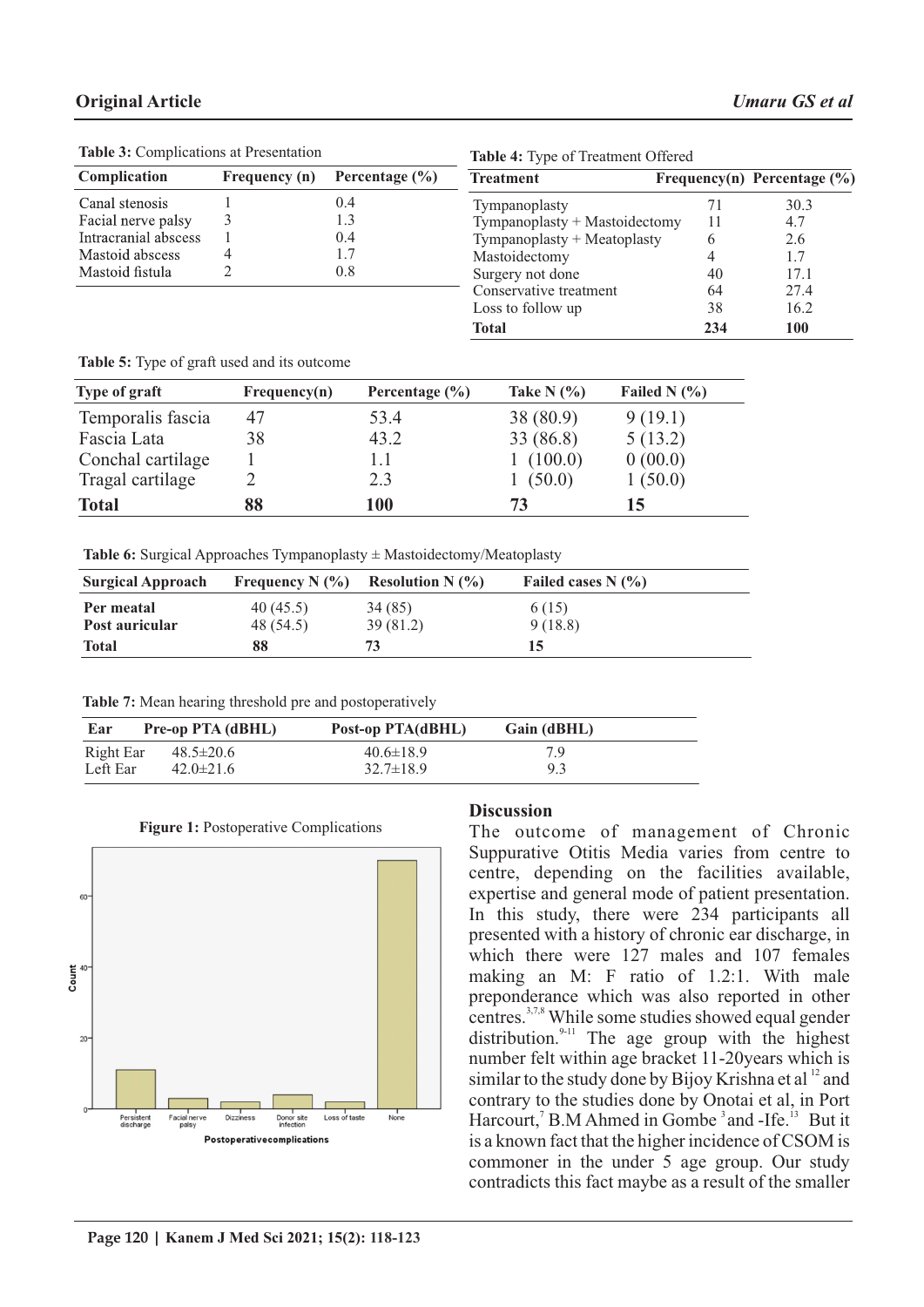**Table 3:** Complications at Presentation

| Complication | Frequency (n) | Percentage (%) |
|---|---|---|
| Canal stenosis | 1 | 0.4 |
| Facial nerve palsy | 3 | 1.3 |
| Intracranial abscess | 1 | 0.4 |
| Mastoid abscess | 4 | 1.7 |
| Mastoid fistula | 2 | 0.8 |

**Table 4:** Type of Treatment Offered

| Treatment | Frequency(n) | Percentage (%) |
|---|---|---|
| Tympanoplasty | 71 | 30.3 |
| Tympanoplasty + Mastoidectomy | 11 | 4.7 |
| Tympanoplasty + Meatoplasty | 6 | 2.6 |
| Mastoidectomy | 4 | 1.7 |
| Surgery not done | 40 | 17.1 |
| Conservative treatment | 64 | 27.4 |
| Loss to follow up | 38 | 16.2 |
| **Total** | **234** | **100** |

**Table 5:** Type of graft used and its outcome

| Type of graft | Frequency(n) | Percentage (%) | Take N (%) | Failed N (%) |
|---|---|---|---|---|
| Temporalis fascia | 47 | 53.4 | 38 (80.9) | 9 (19.1) |
| Fascia Lata | 38 | 43.2 | 33 (86.8) | 5 (13.2) |
| Conchal cartilage | 1 | 1.1 | 1 (100.0) | 0 (00.0) |
| Tragal cartilage | 2 | 2.3 | 1 (50.0) | 1 (50.0) |
| **Total** | **88** | **100** | **73** | **15** |

**Table 6:** Surgical Approaches Tympanoplasty ± Mastoidectomy/Meatoplasty

| Surgical Approach | Frequency N (%) | Resolution N (%) | Failed cases N (%) |
|---|---|---|---|
| **Per meatal** | 40 (45.5) | 34 (85) | 6 (15) |
| **Post auricular** | 48 (54.5) | 39 (81.2) | 9 (18.8) |
| **Total** | **88** | **73** | **15** |

**Table 7:** Mean hearing threshold pre and postoperatively

| Ear | Pre-op PTA (dBHL) | Post-op PTA(dBHL) | Gain (dBHL) |
|---|---|---|---|
| Right Ear | 48.5±20.6 | 40.6±18.9 | 7.9 |
| Left Ear | 42.0±21.6 | 32.7±18.9 | 9.3 |

**Figure 1:** Postoperative Complications

## Discussion

The outcome of management of Chronic Suppurative Otitis Media varies from centre to centre, depending on the facilities available, expertise and general mode of patient presentation. In this study, there were 234 participants all presented with a history of chronic ear discharge, in which there were 127 males and 107 females making an M: F ratio of 1.2:1. With male preponderance which was also reported in other centres.[3,7,8] While some studies showed equal gender distribution.[9-11] The age group with the highest number felt within age bracket 11-20years which is similar to the study done by Bijoy Krishna et al [12] and contrary to the studies done by Onotai et al, in Port Harcourt,[7] B.M Ahmed in Gombe [3] and -Ife.[13] But it is a known fact that the higher incidence of CSOM is commoner in the under 5 age group. Our study contradicts this fact maybe as a result of the smaller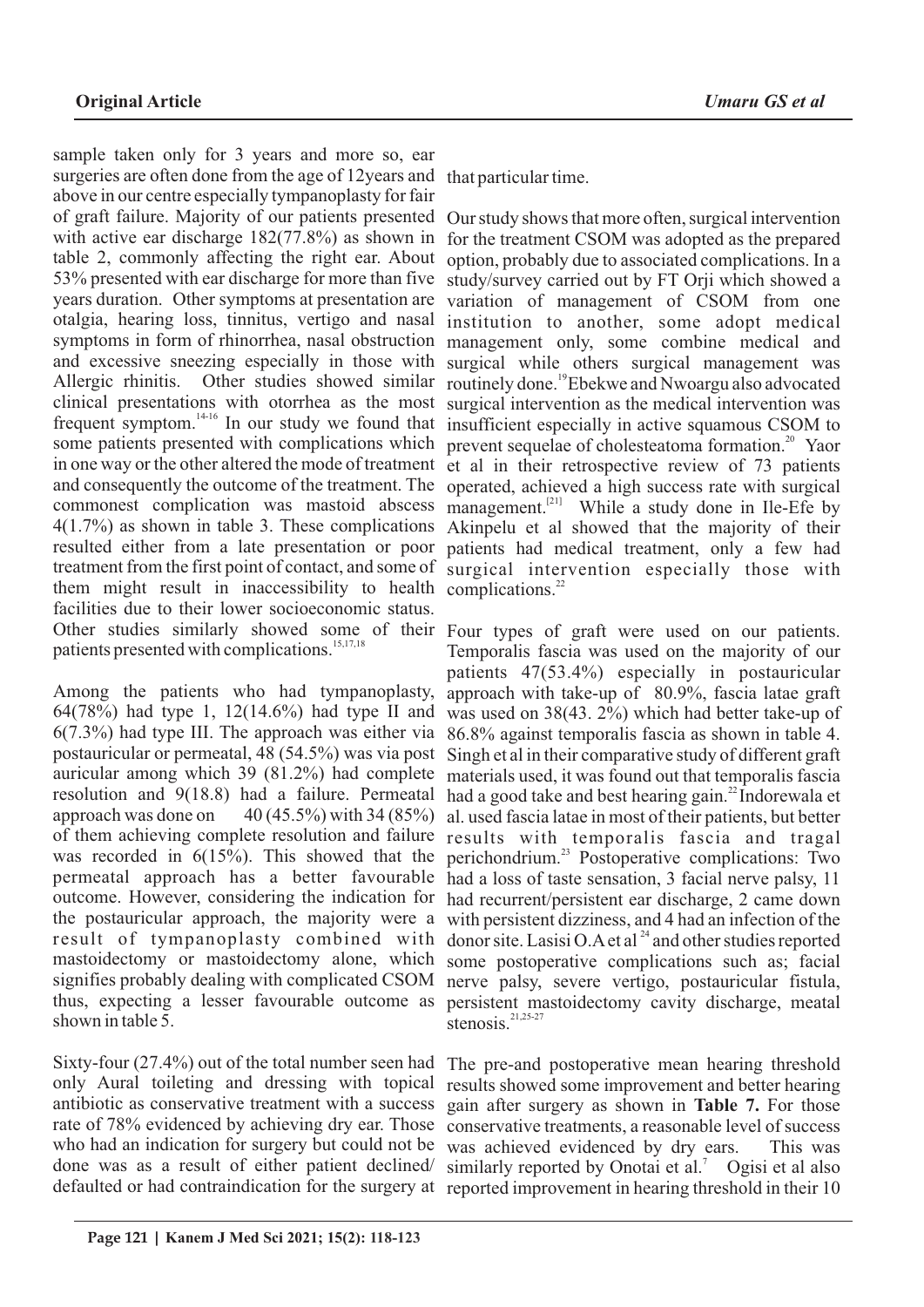sample taken only for 3 years and more so, ear surgeries are often done from the age of 12years and above in our centre especially tympanoplasty for fair of graft failure. Majority of our patients presented with active ear discharge 182(77.8%) as shown in table 2, commonly affecting the right ear. About 53% presented with ear discharge for more than five years duration. Other symptoms at presentation are otalgia, hearing loss, tinnitus, vertigo and nasal symptoms in form of rhinorrhea, nasal obstruction and excessive sneezing especially in those with Allergic rhinitis. Other studies showed similar clinical presentations with otorrhea as the most frequent symptom.[14-16] In our study we found that some patients presented with complications which in one way or the other altered the mode of treatment and consequently the outcome of the treatment. The commonest complication was mastoid abscess 4(1.7%) as shown in table 3. These complications resulted either from a late presentation or poor treatment from the first point of contact, and some of them might result in inaccessibility to health facilities due to their lower socioeconomic status. Other studies similarly showed some of their patients presented with complications.[15,17,18]

Among the patients who had tympanoplasty, 64(78%) had type 1, 12(14.6%) had type II and 6(7.3%) had type III. The approach was either via postauricular or permeatal, 48 (54.5%) was via post auricular among which 39 (81.2%) had complete resolution and 9(18.8) had a failure. Permeatal approach was done on 40 (45.5%) with 34 (85%) of them achieving complete resolution and failure was recorded in 6(15%). This showed that the permeatal approach has a better favourable outcome. However, considering the indication for the postauricular approach, the majority were a result of tympanoplasty combined with mastoidectomy or mastoidectomy alone, which signifies probably dealing with complicated CSOM thus, expecting a lesser favourable outcome as shown in table 5.

Sixty-four (27.4%) out of the total number seen had only Aural toileting and dressing with topical antibiotic as conservative treatment with a success rate of 78% evidenced by achieving dry ear. Those who had an indication for surgery but could not be done was as a result of either patient declined/defaulted or had contraindication for the surgery at that particular time.

Our study shows that more often, surgical intervention for the treatment CSOM was adopted as the prepared option, probably due to associated complications. In a study/survey carried out by FT Orji which showed a variation of management of CSOM from one institution to another, some adopt medical management only, some combine medical and surgical while others surgical management was routinely done.[19] Ebekwe and Nwoargu also advocated surgical intervention as the medical intervention was insufficient especially in active squamous CSOM to prevent sequelae of cholesteatoma formation.[20] Yaor et al in their retrospective review of 73 patients operated, achieved a high success rate with surgical management.[21] While a study done in Ile-Efe by Akinpelu et al showed that the majority of their patients had medical treatment, only a few had surgical intervention especially those with complications.[22]

Four types of graft were used on our patients. Temporalis fascia was used on the majority of our patients 47(53.4%) especially in postauricular approach with take-up of 80.9%, fascia latae graft was used on 38(43. 2%) which had better take-up of 86.8% against temporalis fascia as shown in table 4. Singh et al in their comparative study of different graft materials used, it was found out that temporalis fascia had a good take and best hearing gain.[22] Indorewala et al. used fascia latae in most of their patients, but better results with temporalis fascia and tragal perichondrium.[23] Postoperative complications: Two had a loss of taste sensation, 3 facial nerve palsy, 11 had recurrent/persistent ear discharge, 2 came down with persistent dizziness, and 4 had an infection of the donor site. Lasisi O.A et al[24] and other studies reported some postoperative complications such as; facial nerve palsy, severe vertigo, postauricular fistula, persistent mastoidectomy cavity discharge, meatal stenosis.[21,25-27]

The pre-and postoperative mean hearing threshold results showed some improvement and better hearing gain after surgery as shown in **Table 7.** For those conservative treatments, a reasonable level of success was achieved evidenced by dry ears. This was similarly reported by Onotai et al.[7] Ogisi et al also reported improvement in hearing threshold in their 10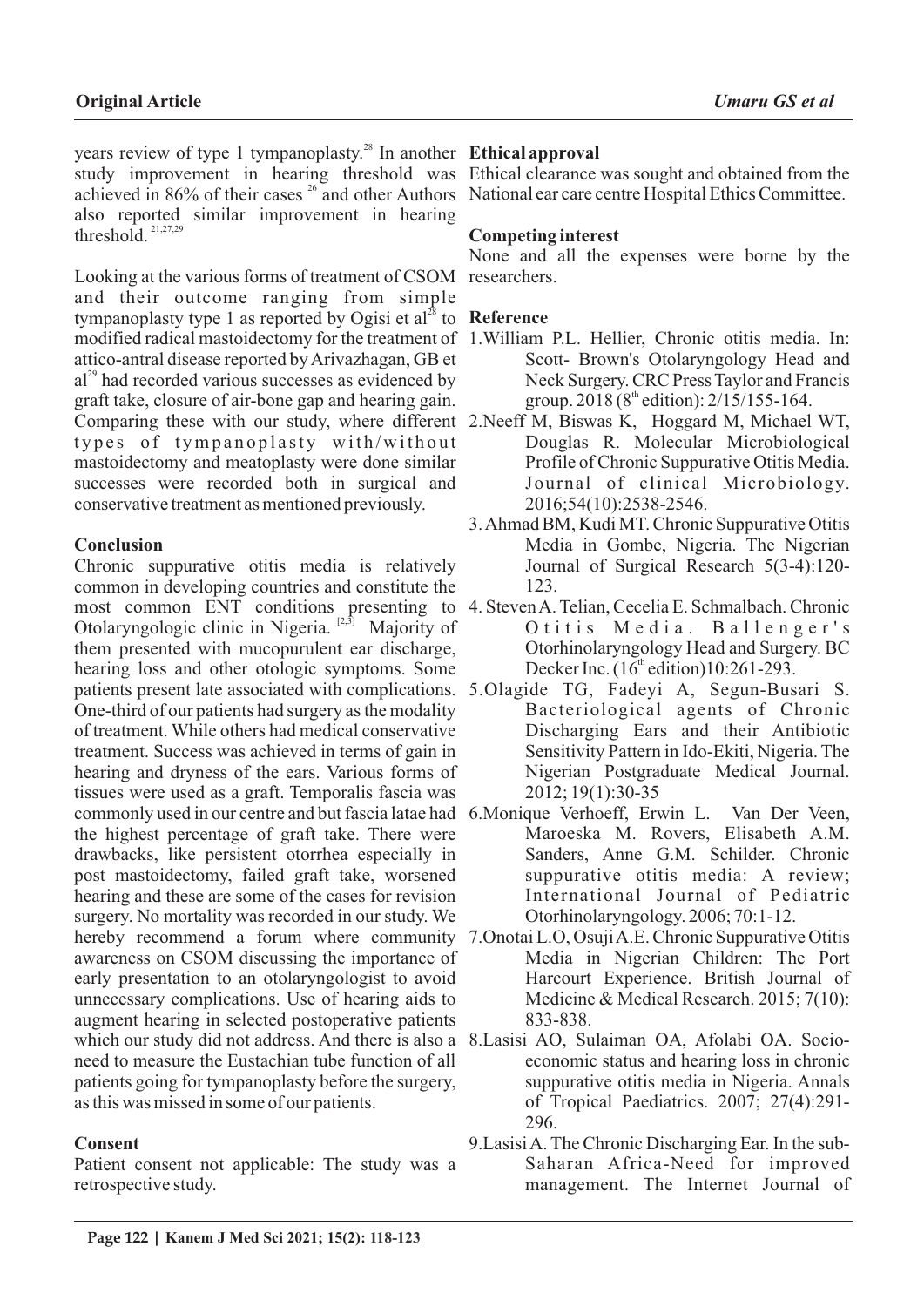years review of type 1 tympanoplasty.[28] In another study improvement in hearing threshold was achieved in 86% of their cases [26] and other Authors also reported similar improvement in hearing threshold. [21,27,29]

Looking at the various forms of treatment of CSOM and their outcome ranging from simple tympanoplasty type 1 as reported by Ogisi et al[28] to modified radical mastoidectomy for the treatment of attico-antral disease reported by Arivazhagan, GB et al[29] had recorded various successes as evidenced by graft take, closure of air-bone gap and hearing gain. Comparing these with our study, where different types of tympanoplasty with/without mastoidectomy and meatoplasty were done similar successes were recorded both in surgical and conservative treatment as mentioned previously.

## Conclusion

Chronic suppurative otitis media is relatively common in developing countries and constitute the most common ENT conditions presenting to Otolaryngologic clinic in Nigeria. [2,3] Majority of them presented with mucopurulent ear discharge, hearing loss and other otologic symptoms. Some patients present late associated with complications. One-third of our patients had surgery as the modality of treatment. While others had medical conservative treatment. Success was achieved in terms of gain in hearing and dryness of the ears. Various forms of tissues were used as a graft. Temporalis fascia was commonly used in our centre and but fascia latae had the highest percentage of graft take. There were drawbacks, like persistent otorrhea especially in post mastoidectomy, failed graft take, worsened hearing and these are some of the cases for revision surgery. No mortality was recorded in our study. We hereby recommend a forum where community awareness on CSOM discussing the importance of early presentation to an otolaryngologist to avoid unnecessary complications. Use of hearing aids to augment hearing in selected postoperative patients which our study did not address. And there is also a need to measure the Eustachian tube function of all patients going for tympanoplasty before the surgery, as this was missed in some of our patients.

## Consent

Patient consent not applicable: The study was a retrospective study.

## Ethical approval

Ethical clearance was sought and obtained from the National ear care centre Hospital Ethics Committee.

## Competing interest

None and all the expenses were borne by the researchers.

## Reference

1. William P.L. Hellier, Chronic otitis media. In: Scott- Brown's Otolaryngology Head and Neck Surgery. CRC Press Taylor and Francis group. 2018 (8th edition): 2/15/155-164.
2. Neeff M, Biswas K, Hoggard M, Michael WT, Douglas R. Molecular Microbiological Profile of Chronic Suppurative Otitis Media. Journal of clinical Microbiology. 2016;54(10):2538-2546.
3. Ahmad BM, Kudi MT. Chronic Suppurative Otitis Media in Gombe, Nigeria. The Nigerian Journal of Surgical Research 5(3-4):120-123.
4. Steven A. Telian, Cecelia E. Schmalbach. Chronic Otitis Media. Ballenger's Otorhinolaryngology Head and Surgery. BC Decker Inc. (16th edition)10:261-293.
5. Olagide TG, Fadeyi A, Segun-Busari S. Bacteriological agents of Chronic Discharging Ears and their Antibiotic Sensitivity Pattern in Ido-Ekiti, Nigeria. The Nigerian Postgraduate Medical Journal. 2012; 19(1):30-35
6. Monique Verhoeff, Erwin L. Van Der Veen, Maroeska M. Rovers, Elisabeth A.M. Sanders, Anne G.M. Schilder. Chronic suppurative otitis media: A review; International Journal of Pediatric Otorhinolaryngology. 2006; 70:1-12.
7. Onotai L.O, Osuji A.E. Chronic Suppurative Otitis Media in Nigerian Children: The Port Harcourt Experience. British Journal of Medicine & Medical Research. 2015; 7(10): 833-838.
8. Lasisi AO, Sulaiman OA, Afolabi OA. Socio-economic status and hearing loss in chronic suppurative otitis media in Nigeria. Annals of Tropical Paediatrics. 2007; 27(4):291-296.
9. Lasisi A. The Chronic Discharging Ear. In the sub-Saharan Africa-Need for improved management. The Internet Journal of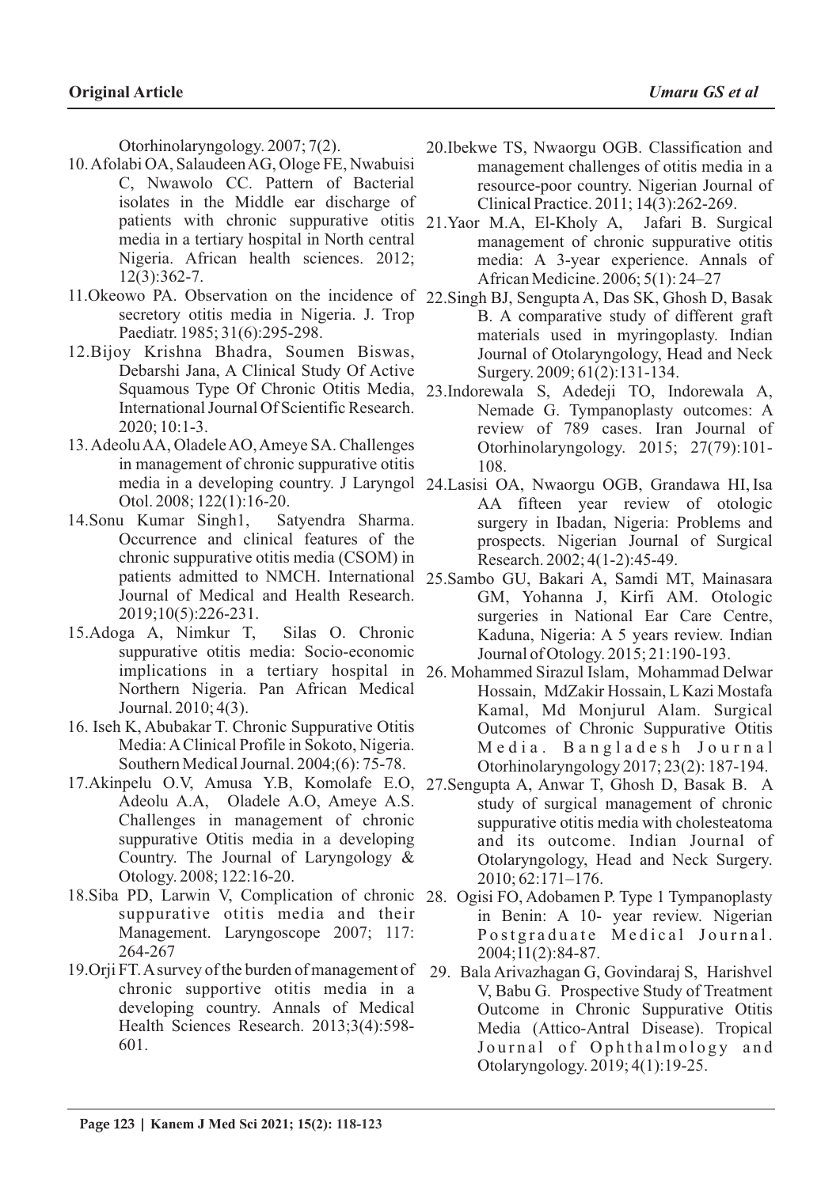Otorhinolaryngology. 2007; 7(2).

10. Afolabi OA, Salaudeen AG, Ologe FE, Nwabuisi C, Nwawolo CC. Pattern of Bacterial isolates in the Middle ear discharge of patients with chronic suppurative otitis media in a tertiary hospital in North central Nigeria. African health sciences. 2012; 12(3):362-7.
11. Okeowo PA. Observation on the incidence of secretory otitis media in Nigeria. J. Trop Paediatr. 1985; 31(6):295-298.
12. Bijoy Krishna Bhadra, Soumen Biswas, Debarshi Jana, A Clinical Study Of Active Squamous Type Of Chronic Otitis Media, International Journal Of Scientific Research. 2020; 10:1-3.
13. Adeolu AA, Oladele AO, Ameye SA. Challenges in management of chronic suppurative otitis media in a developing country. J Laryngol Otol. 2008; 122(1):16-20.
14. Sonu Kumar Singh1, Satyendra Sharma. Occurrence and clinical features of the chronic suppurative otitis media (CSOM) in patients admitted to NMCH. International Journal of Medical and Health Research. 2019;10(5):226-231.
15. Adoga A, Nimkur T, Silas O. Chronic suppurative otitis media: Socio-economic implications in a tertiary hospital in Northern Nigeria. Pan African Medical Journal. 2010; 4(3).
16. Iseh K, Abubakar T. Chronic Suppurative Otitis Media: A Clinical Profile in Sokoto, Nigeria. Southern Medical Journal. 2004;(6): 75-78.
17. Akinpelu O.V, Amusa Y.B, Komolafe E.O, Adeolu A.A, Oladele A.O, Ameye A.S. Challenges in management of chronic suppurative Otitis media in a developing Country. The Journal of Laryngology & Otology. 2008; 122:16-20.
18. Siba PD, Larwin V, Complication of chronic suppurative otitis media and their Management. Laryngoscope 2007; 117: 264-267
19. Orji FT. A survey of the burden of management of chronic supportive otitis media in a developing country. Annals of Medical Health Sciences Research. 2013;3(4):598-601.
20. Ibekwe TS, Nwaorgu OGB. Classification and management challenges of otitis media in a resource-poor country. Nigerian Journal of Clinical Practice. 2011; 14(3):262-269.
21. Yaor M.A, El-Kholy A, Jafari B. Surgical management of chronic suppurative otitis media: A 3-year experience. Annals of African Medicine. 2006; 5(1): 24–27
22. Singh BJ, Sengupta A, Das SK, Ghosh D, Basak B. A comparative study of different graft materials used in myringoplasty. Indian Journal of Otolaryngology, Head and Neck Surgery. 2009; 61(2):131-134.
23. Indorewala S, Adedeji TO, Indorewala A, Nemade G. Tympanoplasty outcomes: A review of 789 cases. Iran Journal of Otorhinolaryngology. 2015; 27(79):101-108.
24. Lasisi OA, Nwaorgu OGB, Grandawa HI, Isa AA fifteen year review of otologic surgery in Ibadan, Nigeria: Problems and prospects. Nigerian Journal of Surgical Research. 2002; 4(1-2):45-49.
25. Sambo GU, Bakari A, Samdi MT, Mainasara GM, Yohanna J, Kirfi AM. Otologic surgeries in National Ear Care Centre, Kaduna, Nigeria: A 5 years review. Indian Journal of Otology. 2015; 21:190-193.
26. Mohammed Sirazul Islam, Mohammad Delwar Hossain, MdZakir Hossain, L Kazi Mostafa Kamal, Md Monjurul Alam. Surgical Outcomes of Chronic Suppurative Otitis Media. Bangladesh Journal Otorhinolaryngology 2017; 23(2): 187-194.
27. Sengupta A, Anwar T, Ghosh D, Basak B. A study of surgical management of chronic suppurative otitis media with cholesteatoma and its outcome. Indian Journal of Otolaryngology, Head and Neck Surgery. 2010; 62:171–176.
28. Ogisi FO, Adobamen P. Type 1 Tympanoplasty in Benin: A 10- year review. Nigerian Postgraduate Medical Journal. 2004;11(2):84-87.
29. Bala Arivazhagan G, Govindaraj S, Harishvel V, Babu G. Prospective Study of Treatment Outcome in Chronic Suppurative Otitis Media (Attico-Antral Disease). Tropical Journal of Ophthalmology and Otolaryngology. 2019; 4(1):19-25.